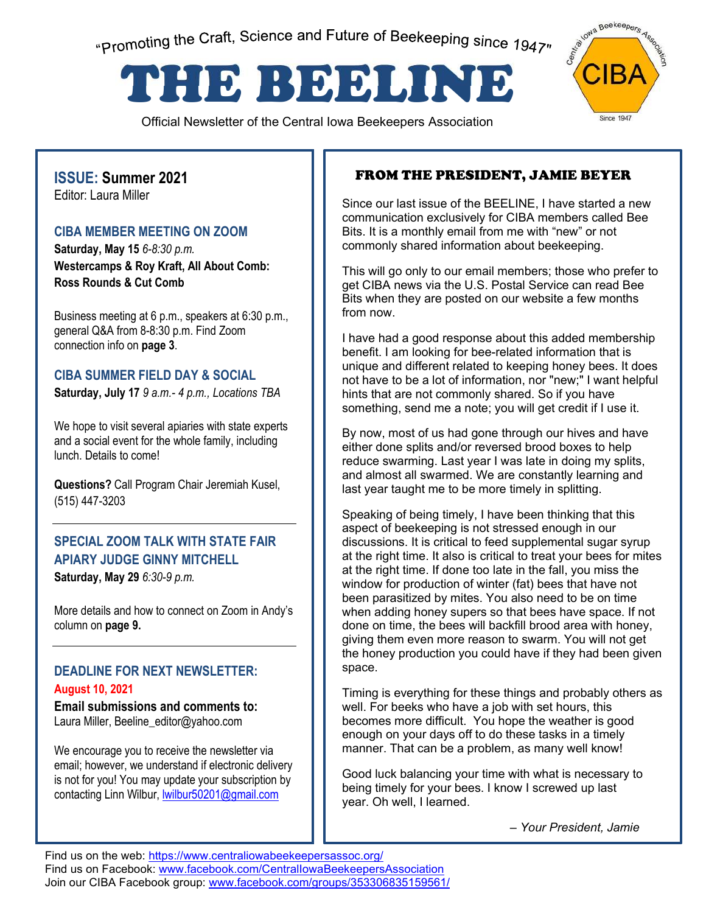"Promoting the Craft, Science and Future of Beekeeping since 1947"

# THE BEELINE

Official Newsletter of the Central Iowa Beekeepers Association

CIBA — Central Iowa Beekeepers Association — Since 1947

## ISSUE: Summer 2021

Editor: Laura Miller

### CIBA MEMBER MEETING ON ZOOM

**Saturday, May 15** *6-8:30 p.m.*
**Westercamps & Roy Kraft, All About Comb: Ross Rounds & Cut Comb**

Business meeting at 6 p.m., speakers at 6:30 p.m., general Q&A from 8-8:30 p.m. Find Zoom connection info on **page 3**.

### CIBA SUMMER FIELD DAY & SOCIAL

**Saturday, July 17** *9 a.m.- 4 p.m., Locations TBA*

We hope to visit several apiaries with state experts and a social event for the whole family, including lunch. Details to come!

**Questions?** Call Program Chair Jeremiah Kusel, (515) 447-3203

### SPECIAL ZOOM TALK WITH STATE FAIR APIARY JUDGE GINNY MITCHELL

**Saturday, May 29** *6:30-9 p.m.*

More details and how to connect on Zoom in Andy's column on **page 9.**

### DEADLINE FOR NEXT NEWSLETTER:

**August 10, 2021**

**Email submissions and comments to:**
Laura Miller, Beeline_editor@yahoo.com

We encourage you to receive the newsletter via email; however, we understand if electronic delivery is not for you! You may update your subscription by contacting Linn Wilbur, lwilbur50201@gmail.com

## FROM THE PRESIDENT, JAMIE BEYER

Since our last issue of the BEELINE, I have started a new communication exclusively for CIBA members called Bee Bits. It is a monthly email from me with "new" or not commonly shared information about beekeeping.

This will go only to our email members; those who prefer to get CIBA news via the U.S. Postal Service can read Bee Bits when they are posted on our website a few months from now.

I have had a good response about this added membership benefit. I am looking for bee-related information that is unique and different related to keeping honey bees. It does not have to be a lot of information, nor "new;" I want helpful hints that are not commonly shared. So if you have something, send me a note; you will get credit if I use it.

By now, most of us had gone through our hives and have either done splits and/or reversed brood boxes to help reduce swarming. Last year I was late in doing my splits, and almost all swarmed. We are constantly learning and last year taught me to be more timely in splitting.

Speaking of being timely, I have been thinking that this aspect of beekeeping is not stressed enough in our discussions. It is critical to feed supplemental sugar syrup at the right time. It also is critical to treat your bees for mites at the right time. If done too late in the fall, you miss the window for production of winter (fat) bees that have not been parasitized by mites. You also need to be on time when adding honey supers so that bees have space. If not done on time, the bees will backfill brood area with honey, giving them even more reason to swarm. You will not get the honey production you could have if they had been given space.

Timing is everything for these things and probably others as well. For beeks who have a job with set hours, this becomes more difficult. You hope the weather is good enough on your days off to do these tasks in a timely manner. That can be a problem, as many well know!

Good luck balancing your time with what is necessary to being timely for your bees. I know I screwed up last year. Oh well, I learned.

*– Your President, Jamie*

Find us on the web: https://www.centraliowabeekeepersassoc.org/
Find us on Facebook: www.facebook.com/CentralIowaBeekeepersAssociation
Join our CIBA Facebook group: www.facebook.com/groups/353306835159561/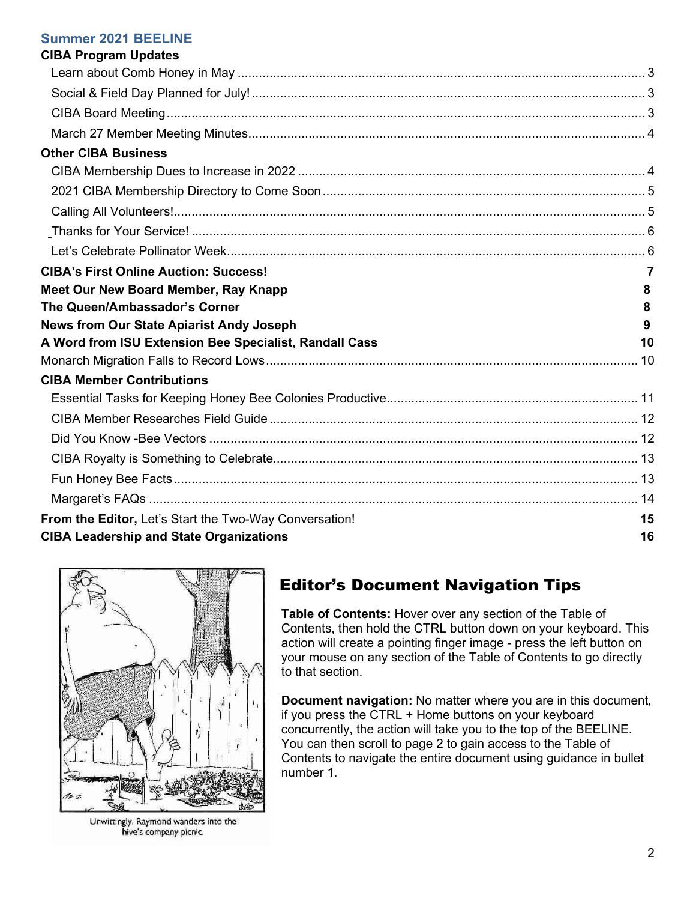## Summer 2021 BEELINE

**CIBA Program Updates**

- Learn about Comb Honey in May ... 3
- Social & Field Day Planned for July! ... 3
- CIBA Board Meeting ... 3
- March 27 Member Meeting Minutes ... 4

**Other CIBA Business**

- CIBA Membership Dues to Increase in 2022 ... 4
- 2021 CIBA Membership Directory to Come Soon ... 5
- Calling All Volunteers! ... 5
- Thanks for Your Service! ... 6
- Let's Celebrate Pollinator Week ... 6

**CIBA's First Online Auction: Success!** ... 7

**Meet Our New Board Member, Ray Knapp** ... 8

**The Queen/Ambassador's Corner** ... 8

**News from Our State Apiarist Andy Joseph** ... 9

**A Word from ISU Extension Bee Specialist, Randall Cass** ... 10

Monarch Migration Falls to Record Lows ... 10

**CIBA Member Contributions**

- Essential Tasks for Keeping Honey Bee Colonies Productive ... 11
- CIBA Member Researches Field Guide ... 12
- Did You Know -Bee Vectors ... 12
- CIBA Royalty is Something to Celebrate ... 13
- Fun Honey Bee Facts ... 13
- Margaret's FAQs ... 14

**From the Editor,** Let's Start the Two-Way Conversation! ... 15

**CIBA Leadership and State Organizations** ... 16

Unwittingly, Raymond wanders into the hive's company picnic.

## Editor's Document Navigation Tips

**Table of Contents:** Hover over any section of the Table of Contents, then hold the CTRL button down on your keyboard. This action will create a pointing finger image - press the left button on your mouse on any section of the Table of Contents to go directly to that section.

**Document navigation:** No matter where you are in this document, if you press the CTRL + Home buttons on your keyboard concurrently, the action will take you to the top of the BEELINE. You can then scroll to page 2 to gain access to the Table of Contents to navigate the entire document using guidance in bullet number 1.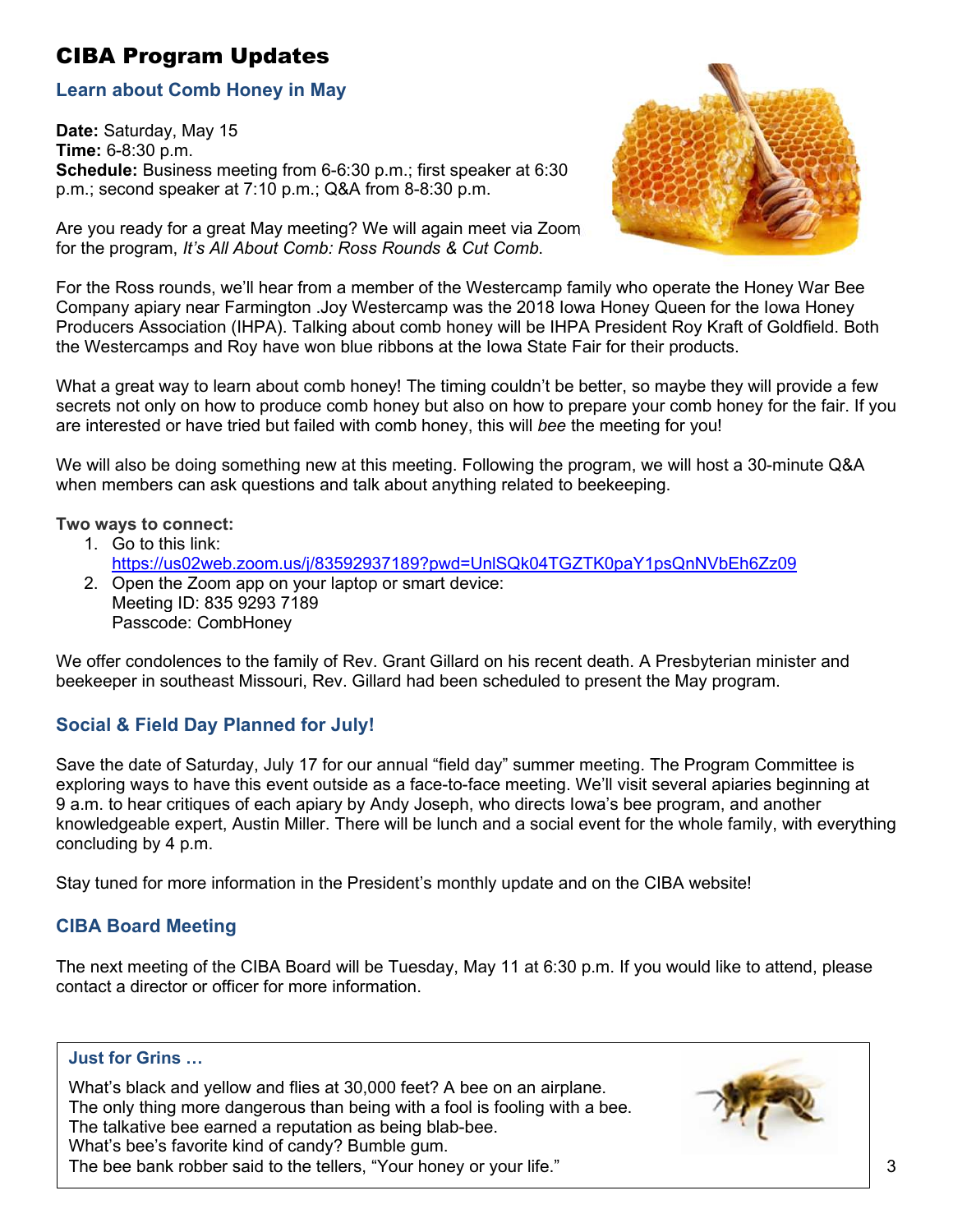# CIBA Program Updates

## Learn about Comb Honey in May

**Date:** Saturday, May 15
**Time:** 6-8:30 p.m.
**Schedule:** Business meeting from 6-6:30 p.m.; first speaker at 6:30 p.m.; second speaker at 7:10 p.m.; Q&A from 8-8:30 p.m.

Are you ready for a great May meeting? We will again meet via Zoom for the program, *It's All About Comb: Ross Rounds & Cut Comb.*

For the Ross rounds, we'll hear from a member of the Westercamp family who operate the Honey War Bee Company apiary near Farmington .Joy Westercamp was the 2018 Iowa Honey Queen for the Iowa Honey Producers Association (IHPA). Talking about comb honey will be IHPA President Roy Kraft of Goldfield. Both the Westercamps and Roy have won blue ribbons at the Iowa State Fair for their products.

What a great way to learn about comb honey! The timing couldn't be better, so maybe they will provide a few secrets not only on how to produce comb honey but also on how to prepare your comb honey for the fair. If you are interested or have tried but failed with comb honey, this will *bee* the meeting for you!

We will also be doing something new at this meeting. Following the program, we will host a 30-minute Q&A when members can ask questions and talk about anything related to beekeeping.

**Two ways to connect:**

1. Go to this link:
   https://us02web.zoom.us/j/83592937189?pwd=UnlSQk04TGZTK0paY1psQnNVbEh6Zz09
2. Open the Zoom app on your laptop or smart device:
   Meeting ID: 835 9293 7189
   Passcode: CombHoney

We offer condolences to the family of Rev. Grant Gillard on his recent death. A Presbyterian minister and beekeeper in southeast Missouri, Rev. Gillard had been scheduled to present the May program.

## Social & Field Day Planned for July!

Save the date of Saturday, July 17 for our annual "field day" summer meeting. The Program Committee is exploring ways to have this event outside as a face-to-face meeting. We'll visit several apiaries beginning at 9 a.m. to hear critiques of each apiary by Andy Joseph, who directs Iowa's bee program, and another knowledgeable expert, Austin Miller. There will be lunch and a social event for the whole family, with everything concluding by 4 p.m.

Stay tuned for more information in the President's monthly update and on the CIBA website!

## CIBA Board Meeting

The next meeting of the CIBA Board will be Tuesday, May 11 at 6:30 p.m. If you would like to attend, please contact a director or officer for more information.

### Just for Grins …

What's black and yellow and flies at 30,000 feet? A bee on an airplane.
The only thing more dangerous than being with a fool is fooling with a bee.
The talkative bee earned a reputation as being blab-bee.
What's bee's favorite kind of candy? Bumble gum.
The bee bank robber said to the tellers, "Your honey or your life."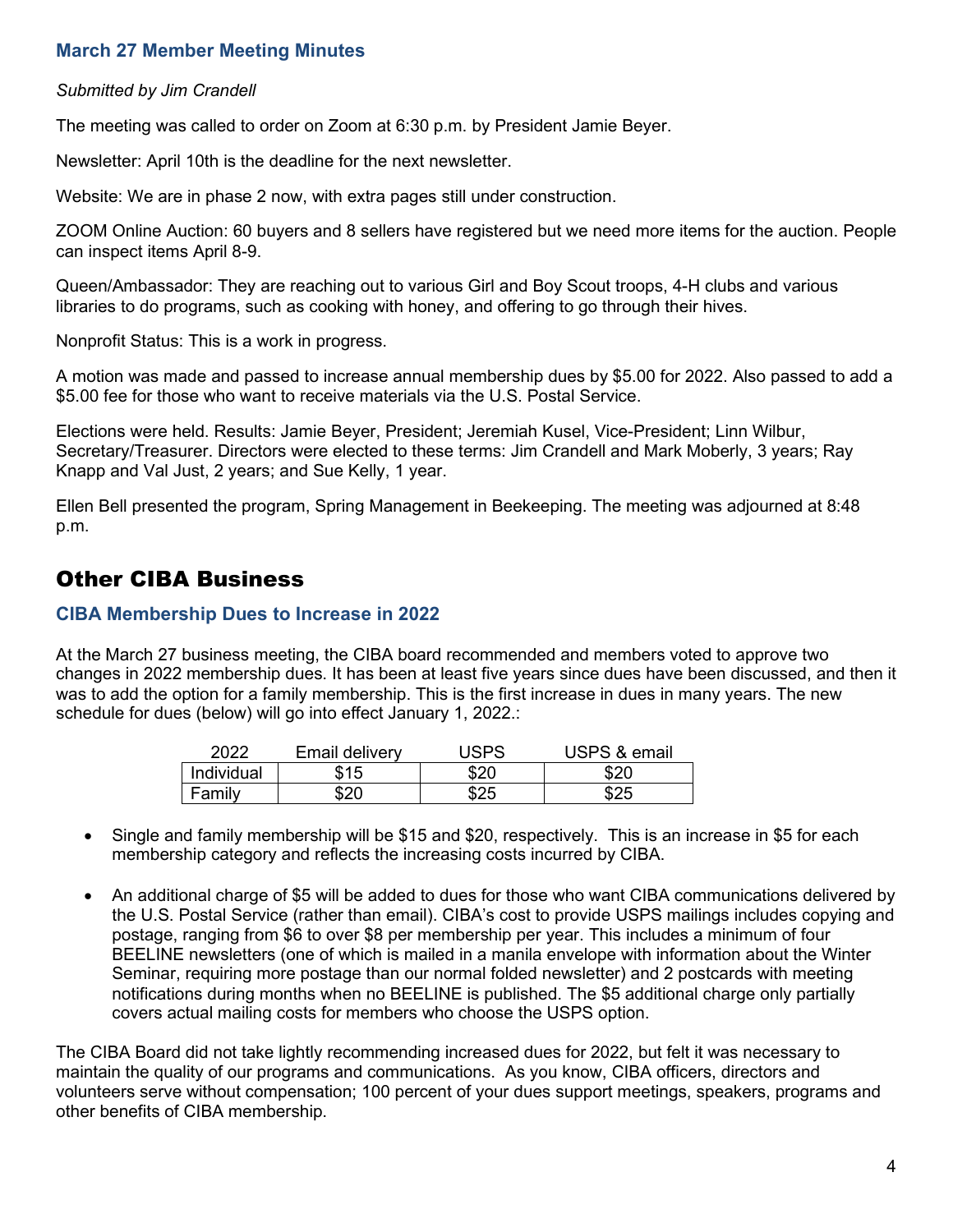### March 27 Member Meeting Minutes

*Submitted by Jim Crandell*

The meeting was called to order on Zoom at 6:30 p.m. by President Jamie Beyer.

Newsletter: April 10th is the deadline for the next newsletter.

Website: We are in phase 2 now, with extra pages still under construction.

ZOOM Online Auction: 60 buyers and 8 sellers have registered but we need more items for the auction. People can inspect items April 8-9.

Queen/Ambassador: They are reaching out to various Girl and Boy Scout troops, 4-H clubs and various libraries to do programs, such as cooking with honey, and offering to go through their hives.

Nonprofit Status: This is a work in progress.

A motion was made and passed to increase annual membership dues by $5.00 for 2022. Also passed to add a $5.00 fee for those who want to receive materials via the U.S. Postal Service.

Elections were held. Results: Jamie Beyer, President; Jeremiah Kusel, Vice-President; Linn Wilbur, Secretary/Treasurer. Directors were elected to these terms: Jim Crandell and Mark Moberly, 3 years; Ray Knapp and Val Just, 2 years; and Sue Kelly, 1 year.

Ellen Bell presented the program, Spring Management in Beekeeping. The meeting was adjourned at 8:48 p.m.

## Other CIBA Business

### CIBA Membership Dues to Increase in 2022

At the March 27 business meeting, the CIBA board recommended and members voted to approve two changes in 2022 membership dues. It has been at least five years since dues have been discussed, and then it was to add the option for a family membership. This is the first increase in dues in many years. The new schedule for dues (below) will go into effect January 1, 2022.:

| 2022 | Email delivery | USPS | USPS & email |
|---|---|---|---|
| Individual | $15 | $20 | $20 |
| Family | $20 | $25 | $25 |

- Single and family membership will be $15 and $20, respectively. This is an increase in $5 for each membership category and reflects the increasing costs incurred by CIBA.
- An additional charge of $5 will be added to dues for those who want CIBA communications delivered by the U.S. Postal Service (rather than email). CIBA's cost to provide USPS mailings includes copying and postage, ranging from $6 to over $8 per membership per year. This includes a minimum of four BEELINE newsletters (one of which is mailed in a manila envelope with information about the Winter Seminar, requiring more postage than our normal folded newsletter) and 2 postcards with meeting notifications during months when no BEELINE is published. The $5 additional charge only partially covers actual mailing costs for members who choose the USPS option.

The CIBA Board did not take lightly recommending increased dues for 2022, but felt it was necessary to maintain the quality of our programs and communications. As you know, CIBA officers, directors and volunteers serve without compensation; 100 percent of your dues support meetings, speakers, programs and other benefits of CIBA membership.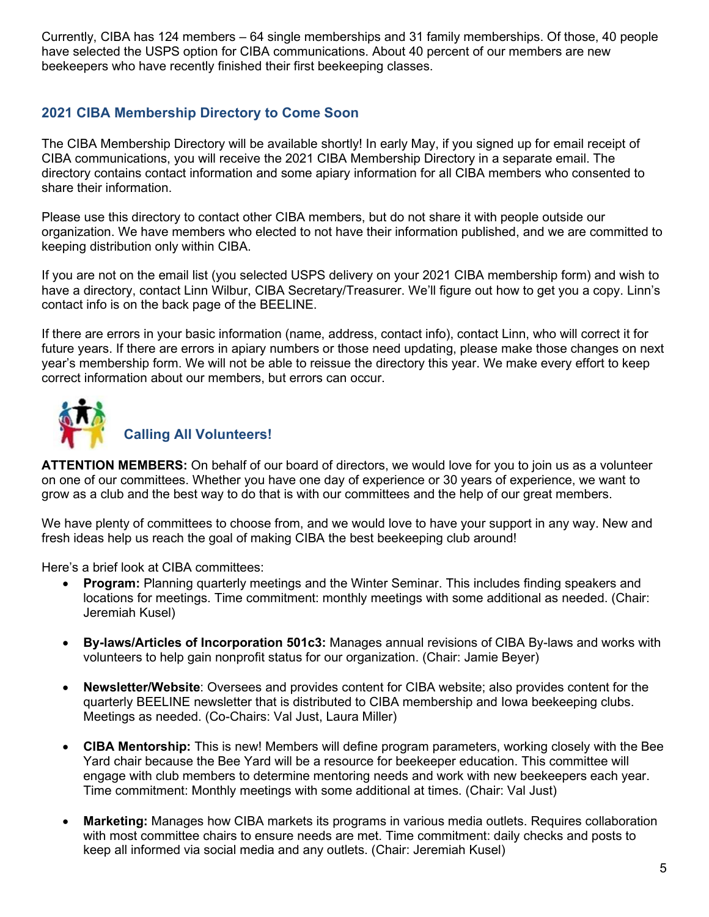Currently, CIBA has 124 members – 64 single memberships and 31 family memberships. Of those, 40 people have selected the USPS option for CIBA communications. About 40 percent of our members are new beekeepers who have recently finished their first beekeeping classes.

## 2021 CIBA Membership Directory to Come Soon

The CIBA Membership Directory will be available shortly! In early May, if you signed up for email receipt of CIBA communications, you will receive the 2021 CIBA Membership Directory in a separate email. The directory contains contact information and some apiary information for all CIBA members who consented to share their information.

Please use this directory to contact other CIBA members, but do not share it with people outside our organization. We have members who elected to not have their information published, and we are committed to keeping distribution only within CIBA.

If you are not on the email list (you selected USPS delivery on your 2021 CIBA membership form) and wish to have a directory, contact Linn Wilbur, CIBA Secretary/Treasurer. We'll figure out how to get you a copy. Linn's contact info is on the back page of the BEELINE.

If there are errors in your basic information (name, address, contact info), contact Linn, who will correct it for future years. If there are errors in apiary numbers or those need updating, please make those changes on next year's membership form. We will not be able to reissue the directory this year. We make every effort to keep correct information about our members, but errors can occur.

## Calling All Volunteers!

**ATTENTION MEMBERS:** On behalf of our board of directors, we would love for you to join us as a volunteer on one of our committees. Whether you have one day of experience or 30 years of experience, we want to grow as a club and the best way to do that is with our committees and the help of our great members.

We have plenty of committees to choose from, and we would love to have your support in any way. New and fresh ideas help us reach the goal of making CIBA the best beekeeping club around!

Here's a brief look at CIBA committees:

- **Program:** Planning quarterly meetings and the Winter Seminar. This includes finding speakers and locations for meetings. Time commitment: monthly meetings with some additional as needed. (Chair: Jeremiah Kusel)
- **By-laws/Articles of Incorporation 501c3:** Manages annual revisions of CIBA By-laws and works with volunteers to help gain nonprofit status for our organization. (Chair: Jamie Beyer)
- **Newsletter/Website**: Oversees and provides content for CIBA website; also provides content for the quarterly BEELINE newsletter that is distributed to CIBA membership and Iowa beekeeping clubs. Meetings as needed. (Co-Chairs: Val Just, Laura Miller)
- **CIBA Mentorship:** This is new! Members will define program parameters, working closely with the Bee Yard chair because the Bee Yard will be a resource for beekeeper education. This committee will engage with club members to determine mentoring needs and work with new beekeepers each year. Time commitment: Monthly meetings with some additional at times. (Chair: Val Just)
- **Marketing:** Manages how CIBA markets its programs in various media outlets. Requires collaboration with most committee chairs to ensure needs are met. Time commitment: daily checks and posts to keep all informed via social media and any outlets. (Chair: Jeremiah Kusel)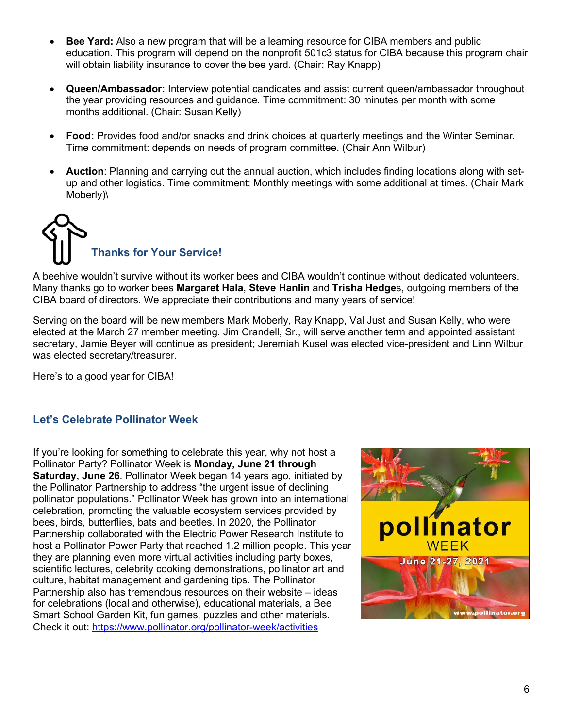- **Bee Yard:** Also a new program that will be a learning resource for CIBA members and public education. This program will depend on the nonprofit 501c3 status for CIBA because this program chair will obtain liability insurance to cover the bee yard. (Chair: Ray Knapp)
- **Queen/Ambassador:** Interview potential candidates and assist current queen/ambassador throughout the year providing resources and guidance. Time commitment: 30 minutes per month with some months additional. (Chair: Susan Kelly)
- **Food:** Provides food and/or snacks and drink choices at quarterly meetings and the Winter Seminar. Time commitment: depends on needs of program committee. (Chair Ann Wilbur)
- **Auction**: Planning and carrying out the annual auction, which includes finding locations along with set-up and other logistics. Time commitment: Monthly meetings with some additional at times. (Chair Mark Moberly)\

## Thanks for Your Service!

A beehive wouldn't survive without its worker bees and CIBA wouldn't continue without dedicated volunteers. Many thanks go to worker bees **Margaret Hala**, **Steve Hanlin** and **Trisha Hedge**s, outgoing members of the CIBA board of directors. We appreciate their contributions and many years of service!

Serving on the board will be new members Mark Moberly, Ray Knapp, Val Just and Susan Kelly, who were elected at the March 27 member meeting. Jim Crandell, Sr., will serve another term and appointed assistant secretary, Jamie Beyer will continue as president; Jeremiah Kusel was elected vice-president and Linn Wilbur was elected secretary/treasurer.

Here's to a good year for CIBA!

## Let's Celebrate Pollinator Week

If you're looking for something to celebrate this year, why not host a Pollinator Party? Pollinator Week is **Monday, June 21 through Saturday, June 26**. Pollinator Week began 14 years ago, initiated by the Pollinator Partnership to address "the urgent issue of declining pollinator populations." Pollinator Week has grown into an international celebration, promoting the valuable ecosystem services provided by bees, birds, butterflies, bats and beetles. In 2020, the Pollinator Partnership collaborated with the Electric Power Research Institute to host a Pollinator Power Party that reached 1.2 million people. This year they are planning even more virtual activities including party boxes, scientific lectures, celebrity cooking demonstrations, pollinator art and culture, habitat management and gardening tips. The Pollinator Partnership also has tremendous resources on their website – ideas for celebrations (local and otherwise), educational materials, a Bee Smart School Garden Kit, fun games, puzzles and other materials. Check it out: https://www.pollinator.org/pollinator-week/activities

pollinator WEEK June 21-27, 2021 www.pollinator.org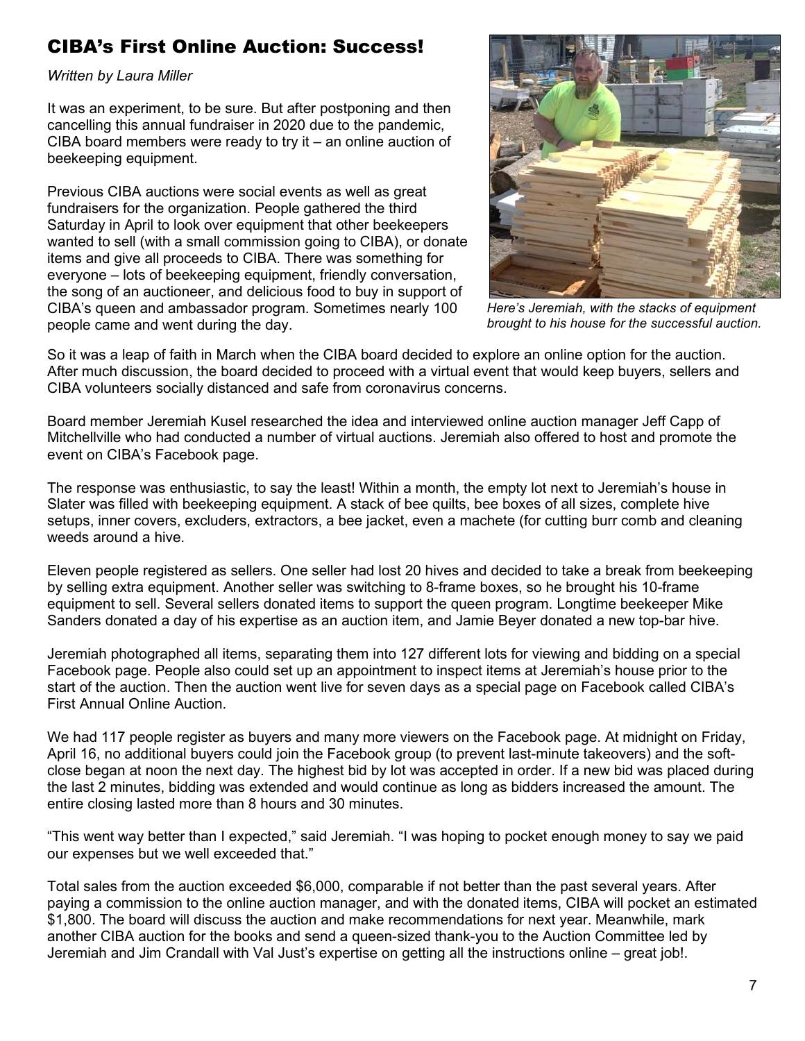# CIBA's First Online Auction: Success!

*Written by Laura Miller*

It was an experiment, to be sure. But after postponing and then cancelling this annual fundraiser in 2020 due to the pandemic, CIBA board members were ready to try it – an online auction of beekeeping equipment.

Previous CIBA auctions were social events as well as great fundraisers for the organization. People gathered the third Saturday in April to look over equipment that other beekeepers wanted to sell (with a small commission going to CIBA), or donate items and give all proceeds to CIBA. There was something for everyone – lots of beekeeping equipment, friendly conversation, the song of an auctioneer, and delicious food to buy in support of CIBA's queen and ambassador program. Sometimes nearly 100 people came and went during the day.

*Here's Jeremiah, with the stacks of equipment brought to his house for the successful auction.*

So it was a leap of faith in March when the CIBA board decided to explore an online option for the auction. After much discussion, the board decided to proceed with a virtual event that would keep buyers, sellers and CIBA volunteers socially distanced and safe from coronavirus concerns.

Board member Jeremiah Kusel researched the idea and interviewed online auction manager Jeff Capp of Mitchellville who had conducted a number of virtual auctions. Jeremiah also offered to host and promote the event on CIBA's Facebook page.

The response was enthusiastic, to say the least! Within a month, the empty lot next to Jeremiah's house in Slater was filled with beekeeping equipment. A stack of bee quilts, bee boxes of all sizes, complete hive setups, inner covers, excluders, extractors, a bee jacket, even a machete (for cutting burr comb and cleaning weeds around a hive.

Eleven people registered as sellers. One seller had lost 20 hives and decided to take a break from beekeeping by selling extra equipment. Another seller was switching to 8-frame boxes, so he brought his 10-frame equipment to sell. Several sellers donated items to support the queen program. Longtime beekeeper Mike Sanders donated a day of his expertise as an auction item, and Jamie Beyer donated a new top-bar hive.

Jeremiah photographed all items, separating them into 127 different lots for viewing and bidding on a special Facebook page. People also could set up an appointment to inspect items at Jeremiah's house prior to the start of the auction. Then the auction went live for seven days as a special page on Facebook called CIBA's First Annual Online Auction.

We had 117 people register as buyers and many more viewers on the Facebook page. At midnight on Friday, April 16, no additional buyers could join the Facebook group (to prevent last-minute takeovers) and the soft-close began at noon the next day. The highest bid by lot was accepted in order. If a new bid was placed during the last 2 minutes, bidding was extended and would continue as long as bidders increased the amount. The entire closing lasted more than 8 hours and 30 minutes.

"This went way better than I expected," said Jeremiah. "I was hoping to pocket enough money to say we paid our expenses but we well exceeded that."

Total sales from the auction exceeded $6,000, comparable if not better than the past several years. After paying a commission to the online auction manager, and with the donated items, CIBA will pocket an estimated $1,800. The board will discuss the auction and make recommendations for next year. Meanwhile, mark another CIBA auction for the books and send a queen-sized thank-you to the Auction Committee led by Jeremiah and Jim Crandall with Val Just's expertise on getting all the instructions online – great job!.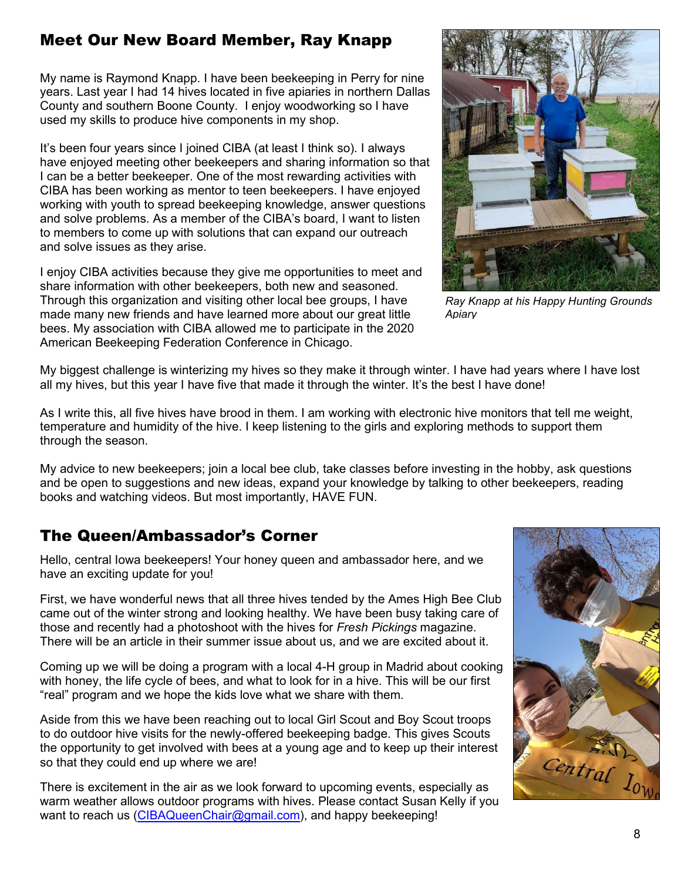## Meet Our New Board Member, Ray Knapp

My name is Raymond Knapp. I have been beekeeping in Perry for nine years. Last year I had 14 hives located in five apiaries in northern Dallas County and southern Boone County. I enjoy woodworking so I have used my skills to produce hive components in my shop.

It's been four years since I joined CIBA (at least I think so). I always have enjoyed meeting other beekeepers and sharing information so that I can be a better beekeeper. One of the most rewarding activities with CIBA has been working as mentor to teen beekeepers. I have enjoyed working with youth to spread beekeeping knowledge, answer questions and solve problems. As a member of the CIBA's board, I want to listen to members to come up with solutions that can expand our outreach and solve issues as they arise.

I enjoy CIBA activities because they give me opportunities to meet and share information with other beekeepers, both new and seasoned. Through this organization and visiting other local bee groups, I have made many new friends and have learned more about our great little bees. My association with CIBA allowed me to participate in the 2020 American Beekeeping Federation Conference in Chicago.

*Ray Knapp at his Happy Hunting Grounds Apiary*

My biggest challenge is winterizing my hives so they make it through winter. I have had years where I have lost all my hives, but this year I have five that made it through the winter. It's the best I have done!

As I write this, all five hives have brood in them. I am working with electronic hive monitors that tell me weight, temperature and humidity of the hive. I keep listening to the girls and exploring methods to support them through the season.

My advice to new beekeepers; join a local bee club, take classes before investing in the hobby, ask questions and be open to suggestions and new ideas, expand your knowledge by talking to other beekeepers, reading books and watching videos. But most importantly, HAVE FUN.

## The Queen/Ambassador's Corner

Hello, central Iowa beekeepers! Your honey queen and ambassador here, and we have an exciting update for you!

First, we have wonderful news that all three hives tended by the Ames High Bee Club came out of the winter strong and looking healthy. We have been busy taking care of those and recently had a photoshoot with the hives for *Fresh Pickings* magazine. There will be an article in their summer issue about us, and we are excited about it.

Coming up we will be doing a program with a local 4-H group in Madrid about cooking with honey, the life cycle of bees, and what to look for in a hive. This will be our first "real" program and we hope the kids love what we share with them.

Aside from this we have been reaching out to local Girl Scout and Boy Scout troops to do outdoor hive visits for the newly-offered beekeeping badge. This gives Scouts the opportunity to get involved with bees at a young age and to keep up their interest so that they could end up where we are!

There is excitement in the air as we look forward to upcoming events, especially as warm weather allows outdoor programs with hives. Please contact Susan Kelly if you want to reach us (CIBAQueenChair@gmail.com), and happy beekeeping!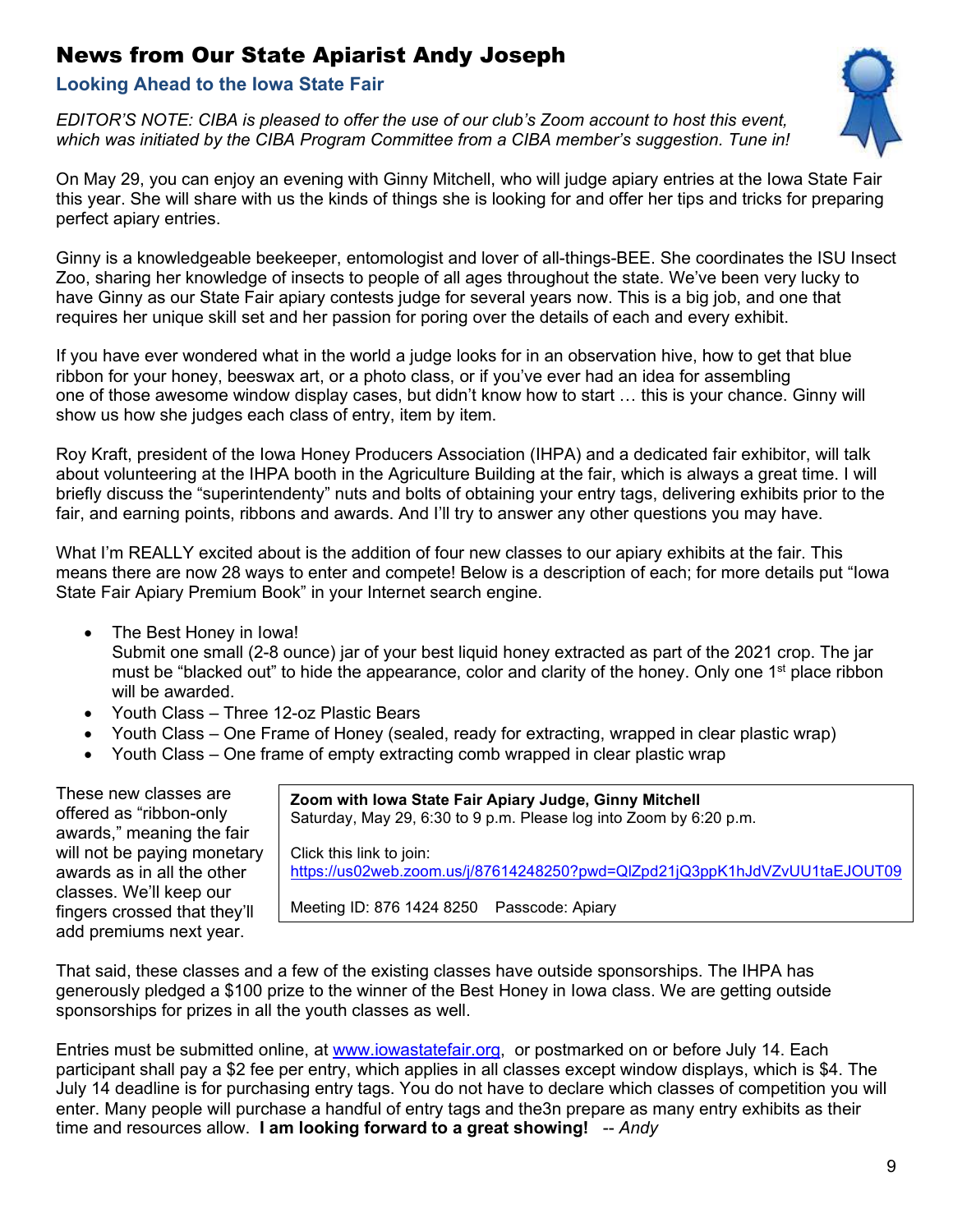# News from Our State Apiarist Andy Joseph

## Looking Ahead to the Iowa State Fair

*EDITOR'S NOTE: CIBA is pleased to offer the use of our club's Zoom account to host this event, which was initiated by the CIBA Program Committee from a CIBA member's suggestion. Tune in!*

On May 29, you can enjoy an evening with Ginny Mitchell, who will judge apiary entries at the Iowa State Fair this year. She will share with us the kinds of things she is looking for and offer her tips and tricks for preparing perfect apiary entries.

Ginny is a knowledgeable beekeeper, entomologist and lover of all-things-BEE. She coordinates the ISU Insect Zoo, sharing her knowledge of insects to people of all ages throughout the state. We've been very lucky to have Ginny as our State Fair apiary contests judge for several years now. This is a big job, and one that requires her unique skill set and her passion for poring over the details of each and every exhibit.

If you have ever wondered what in the world a judge looks for in an observation hive, how to get that blue ribbon for your honey, beeswax art, or a photo class, or if you've ever had an idea for assembling one of those awesome window display cases, but didn't know how to start … this is your chance. Ginny will show us how she judges each class of entry, item by item.

Roy Kraft, president of the Iowa Honey Producers Association (IHPA) and a dedicated fair exhibitor, will talk about volunteering at the IHPA booth in the Agriculture Building at the fair, which is always a great time. I will briefly discuss the "superintendenty" nuts and bolts of obtaining your entry tags, delivering exhibits prior to the fair, and earning points, ribbons and awards. And I'll try to answer any other questions you may have.

What I'm REALLY excited about is the addition of four new classes to our apiary exhibits at the fair. This means there are now 28 ways to enter and compete! Below is a description of each; for more details put "Iowa State Fair Apiary Premium Book" in your Internet search engine.

- The Best Honey in Iowa!
  Submit one small (2-8 ounce) jar of your best liquid honey extracted as part of the 2021 crop. The jar must be "blacked out" to hide the appearance, color and clarity of the honey. Only one 1st place ribbon will be awarded.
- Youth Class – Three 12-oz Plastic Bears
- Youth Class – One Frame of Honey (sealed, ready for extracting, wrapped in clear plastic wrap)
- Youth Class – One frame of empty extracting comb wrapped in clear plastic wrap

These new classes are offered as "ribbon-only awards," meaning the fair will not be paying monetary awards as in all the other classes. We'll keep our fingers crossed that they'll add premiums next year.

**Zoom with Iowa State Fair Apiary Judge, Ginny Mitchell**
Saturday, May 29, 6:30 to 9 p.m. Please log into Zoom by 6:20 p.m.

Click this link to join:
https://us02web.zoom.us/j/87614248250?pwd=QlZpd21jQ3ppK1hJdVZvUU1taEJOUT09

Meeting ID: 876 1424 8250 Passcode: Apiary

That said, these classes and a few of the existing classes have outside sponsorships. The IHPA has generously pledged a $100 prize to the winner of the Best Honey in Iowa class. We are getting outside sponsorships for prizes in all the youth classes as well.

Entries must be submitted online, at www.iowastatefair.org, or postmarked on or before July 14. Each participant shall pay a $2 fee per entry, which applies in all classes except window displays, which is $4. The July 14 deadline is for purchasing entry tags. You do not have to declare which classes of competition you will enter. Many people will purchase a handful of entry tags and the3n prepare as many entry exhibits as their time and resources allow. **I am looking forward to a great showing!** -- *Andy*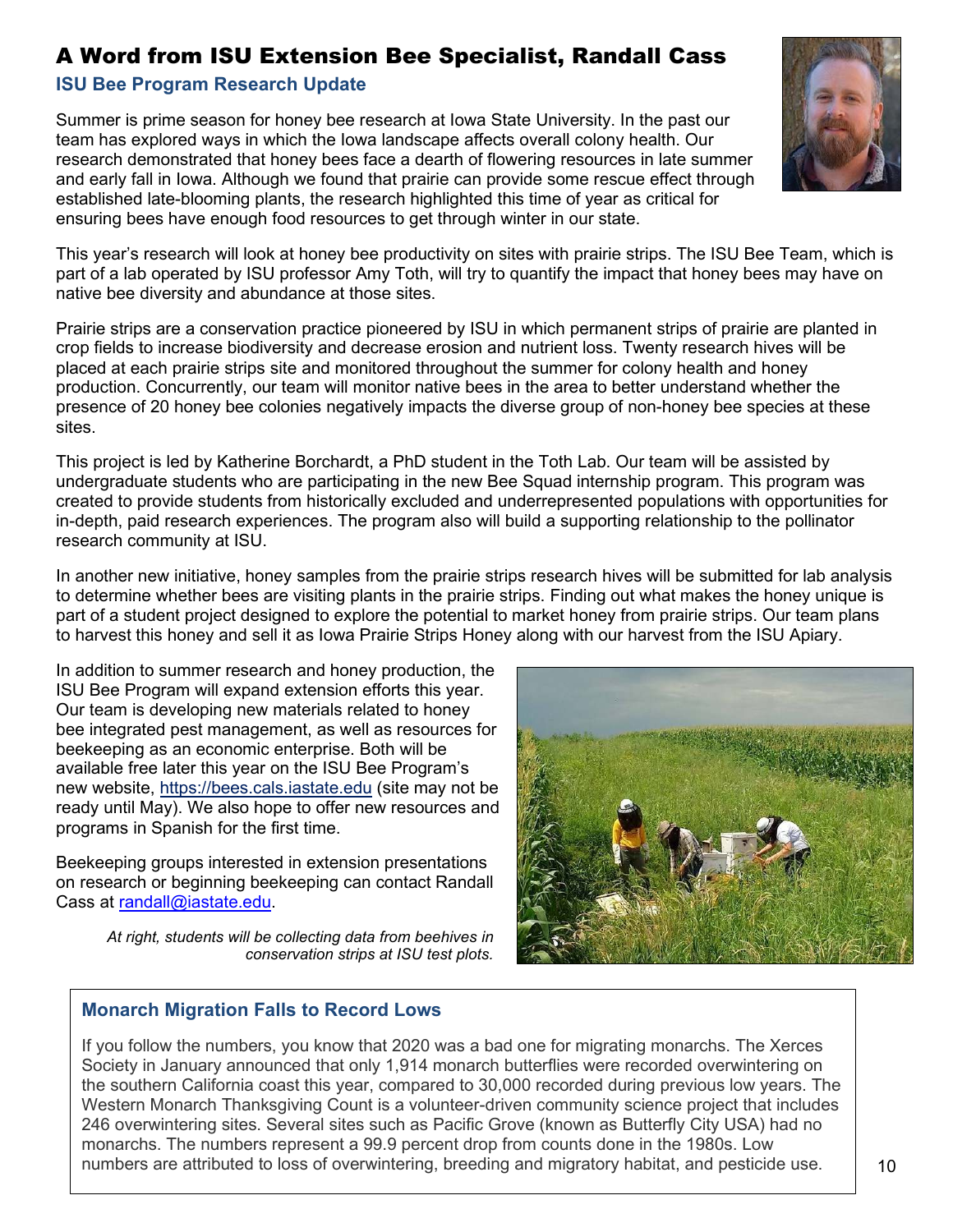# A Word from ISU Extension Bee Specialist, Randall Cass

## ISU Bee Program Research Update

Summer is prime season for honey bee research at Iowa State University. In the past our team has explored ways in which the Iowa landscape affects overall colony health. Our research demonstrated that honey bees face a dearth of flowering resources in late summer and early fall in Iowa. Although we found that prairie can provide some rescue effect through established late-blooming plants, the research highlighted this time of year as critical for ensuring bees have enough food resources to get through winter in our state.

This year's research will look at honey bee productivity on sites with prairie strips. The ISU Bee Team, which is part of a lab operated by ISU professor Amy Toth, will try to quantify the impact that honey bees may have on native bee diversity and abundance at those sites.

Prairie strips are a conservation practice pioneered by ISU in which permanent strips of prairie are planted in crop fields to increase biodiversity and decrease erosion and nutrient loss. Twenty research hives will be placed at each prairie strips site and monitored throughout the summer for colony health and honey production. Concurrently, our team will monitor native bees in the area to better understand whether the presence of 20 honey bee colonies negatively impacts the diverse group of non-honey bee species at these sites.

This project is led by Katherine Borchardt, a PhD student in the Toth Lab. Our team will be assisted by undergraduate students who are participating in the new Bee Squad internship program. This program was created to provide students from historically excluded and underrepresented populations with opportunities for in-depth, paid research experiences. The program also will build a supporting relationship to the pollinator research community at ISU.

In another new initiative, honey samples from the prairie strips research hives will be submitted for lab analysis to determine whether bees are visiting plants in the prairie strips. Finding out what makes the honey unique is part of a student project designed to explore the potential to market honey from prairie strips. Our team plans to harvest this honey and sell it as Iowa Prairie Strips Honey along with our harvest from the ISU Apiary.

In addition to summer research and honey production, the ISU Bee Program will expand extension efforts this year. Our team is developing new materials related to honey bee integrated pest management, as well as resources for beekeeping as an economic enterprise. Both will be available free later this year on the ISU Bee Program's new website, https://bees.cals.iastate.edu (site may not be ready until May). We also hope to offer new resources and programs in Spanish for the first time.

Beekeeping groups interested in extension presentations on research or beginning beekeeping can contact Randall Cass at randall@iastate.edu.

*At right, students will be collecting data from beehives in conservation strips at ISU test plots.*

## Monarch Migration Falls to Record Lows

If you follow the numbers, you know that 2020 was a bad one for migrating monarchs. The Xerces Society in January announced that only 1,914 monarch butterflies were recorded overwintering on the southern California coast this year, compared to 30,000 recorded during previous low years. The Western Monarch Thanksgiving Count is a volunteer-driven community science project that includes 246 overwintering sites. Several sites such as Pacific Grove (known as Butterfly City USA) had no monarchs. The numbers represent a 99.9 percent drop from counts done in the 1980s. Low numbers are attributed to loss of overwintering, breeding and migratory habitat, and pesticide use.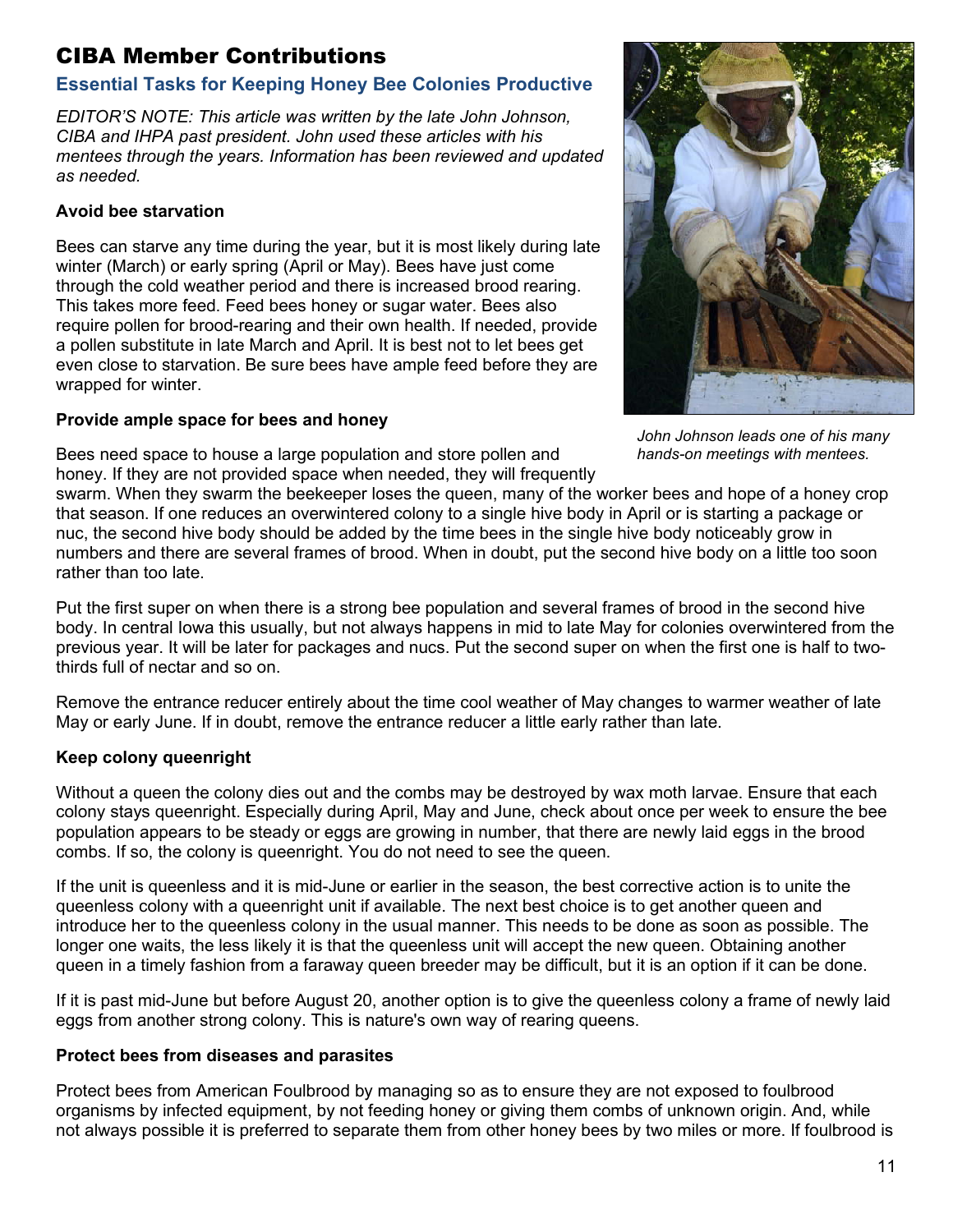# CIBA Member Contributions

## Essential Tasks for Keeping Honey Bee Colonies Productive

*EDITOR'S NOTE: This article was written by the late John Johnson, CIBA and IHPA past president. John used these articles with his mentees through the years. Information has been reviewed and updated as needed.*

### Avoid bee starvation

Bees can starve any time during the year, but it is most likely during late winter (March) or early spring (April or May). Bees have just come through the cold weather period and there is increased brood rearing. This takes more feed. Feed bees honey or sugar water. Bees also require pollen for brood-rearing and their own health. If needed, provide a pollen substitute in late March and April. It is best not to let bees get even close to starvation. Be sure bees have ample feed before they are wrapped for winter.

*John Johnson leads one of his many hands-on meetings with mentees.*

### Provide ample space for bees and honey

Bees need space to house a large population and store pollen and honey. If they are not provided space when needed, they will frequently swarm. When they swarm the beekeeper loses the queen, many of the worker bees and hope of a honey crop that season. If one reduces an overwintered colony to a single hive body in April or is starting a package or nuc, the second hive body should be added by the time bees in the single hive body noticeably grow in numbers and there are several frames of brood. When in doubt, put the second hive body on a little too soon rather than too late.

Put the first super on when there is a strong bee population and several frames of brood in the second hive body. In central Iowa this usually, but not always happens in mid to late May for colonies overwintered from the previous year. It will be later for packages and nucs. Put the second super on when the first one is half to two-thirds full of nectar and so on.

Remove the entrance reducer entirely about the time cool weather of May changes to warmer weather of late May or early June. If in doubt, remove the entrance reducer a little early rather than late.

### Keep colony queenright

Without a queen the colony dies out and the combs may be destroyed by wax moth larvae. Ensure that each colony stays queenright. Especially during April, May and June, check about once per week to ensure the bee population appears to be steady or eggs are growing in number, that there are newly laid eggs in the brood combs. If so, the colony is queenright. You do not need to see the queen.

If the unit is queenless and it is mid-June or earlier in the season, the best corrective action is to unite the queenless colony with a queenright unit if available. The next best choice is to get another queen and introduce her to the queenless colony in the usual manner. This needs to be done as soon as possible. The longer one waits, the less likely it is that the queenless unit will accept the new queen. Obtaining another queen in a timely fashion from a faraway queen breeder may be difficult, but it is an option if it can be done.

If it is past mid-June but before August 20, another option is to give the queenless colony a frame of newly laid eggs from another strong colony. This is nature's own way of rearing queens.

### Protect bees from diseases and parasites

Protect bees from American Foulbrood by managing so as to ensure they are not exposed to foulbrood organisms by infected equipment, by not feeding honey or giving them combs of unknown origin. And, while not always possible it is preferred to separate them from other honey bees by two miles or more. If foulbrood is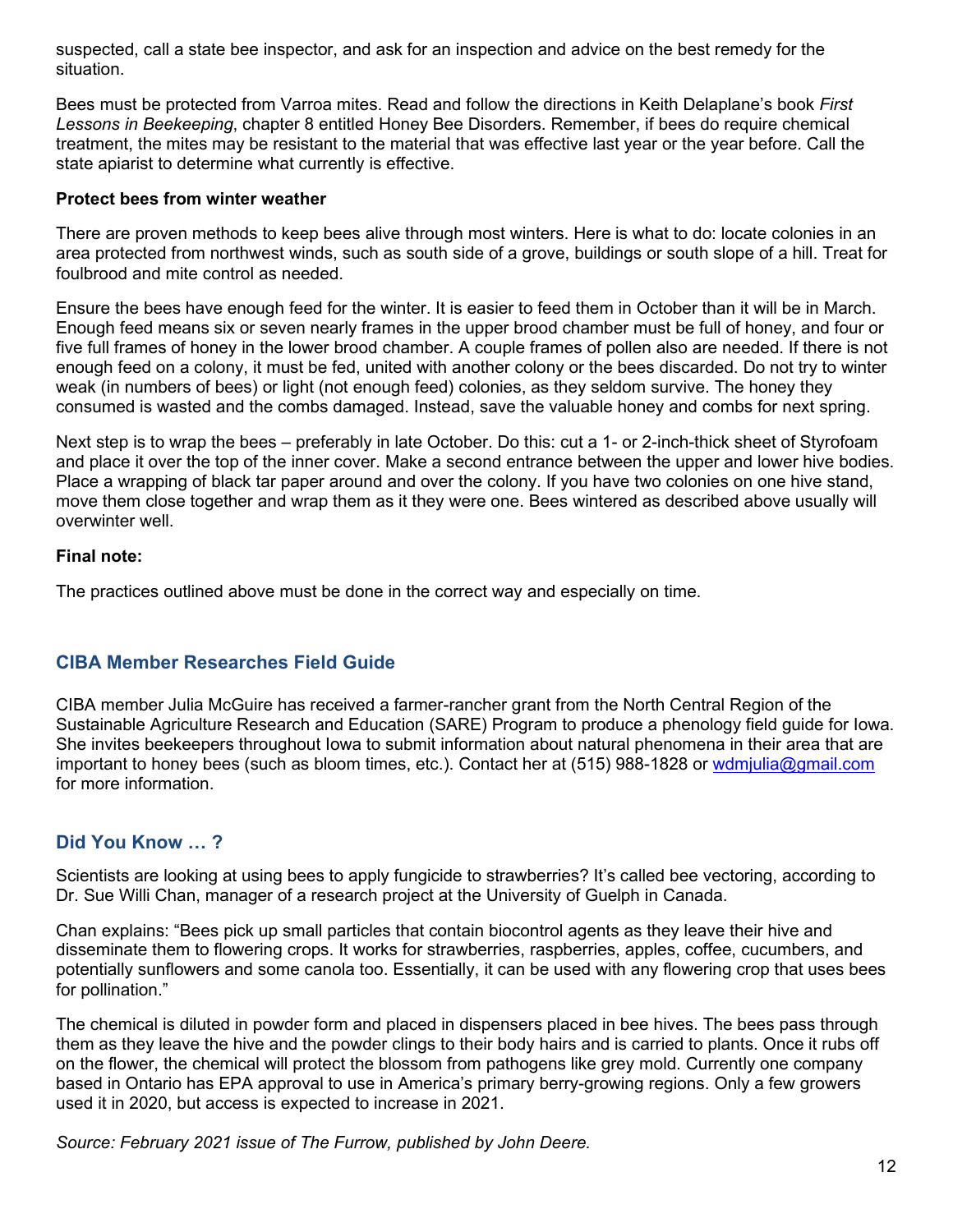suspected, call a state bee inspector, and ask for an inspection and advice on the best remedy for the situation.

Bees must be protected from Varroa mites. Read and follow the directions in Keith Delaplane's book *First Lessons in Beekeeping*, chapter 8 entitled Honey Bee Disorders. Remember, if bees do require chemical treatment, the mites may be resistant to the material that was effective last year or the year before. Call the state apiarist to determine what currently is effective.

**Protect bees from winter weather**

There are proven methods to keep bees alive through most winters. Here is what to do: locate colonies in an area protected from northwest winds, such as south side of a grove, buildings or south slope of a hill. Treat for foulbrood and mite control as needed.

Ensure the bees have enough feed for the winter. It is easier to feed them in October than it will be in March. Enough feed means six or seven nearly frames in the upper brood chamber must be full of honey, and four or five full frames of honey in the lower brood chamber. A couple frames of pollen also are needed. If there is not enough feed on a colony, it must be fed, united with another colony or the bees discarded. Do not try to winter weak (in numbers of bees) or light (not enough feed) colonies, as they seldom survive. The honey they consumed is wasted and the combs damaged. Instead, save the valuable honey and combs for next spring.

Next step is to wrap the bees – preferably in late October. Do this: cut a 1- or 2-inch-thick sheet of Styrofoam and place it over the top of the inner cover. Make a second entrance between the upper and lower hive bodies. Place a wrapping of black tar paper around and over the colony. If you have two colonies on one hive stand, move them close together and wrap them as it they were one. Bees wintered as described above usually will overwinter well.

**Final note:**

The practices outlined above must be done in the correct way and especially on time.

## CIBA Member Researches Field Guide

CIBA member Julia McGuire has received a farmer-rancher grant from the North Central Region of the Sustainable Agriculture Research and Education (SARE) Program to produce a phenology field guide for Iowa. She invites beekeepers throughout Iowa to submit information about natural phenomena in their area that are important to honey bees (such as bloom times, etc.). Contact her at (515) 988-1828 or wdmjulia@gmail.com for more information.

## Did You Know … ?

Scientists are looking at using bees to apply fungicide to strawberries? It's called bee vectoring, according to Dr. Sue Willi Chan, manager of a research project at the University of Guelph in Canada.

Chan explains: "Bees pick up small particles that contain biocontrol agents as they leave their hive and disseminate them to flowering crops. It works for strawberries, raspberries, apples, coffee, cucumbers, and potentially sunflowers and some canola too. Essentially, it can be used with any flowering crop that uses bees for pollination."

The chemical is diluted in powder form and placed in dispensers placed in bee hives. The bees pass through them as they leave the hive and the powder clings to their body hairs and is carried to plants. Once it rubs off on the flower, the chemical will protect the blossom from pathogens like grey mold. Currently one company based in Ontario has EPA approval to use in America's primary berry-growing regions. Only a few growers used it in 2020, but access is expected to increase in 2021.

*Source: February 2021 issue of The Furrow, published by John Deere.*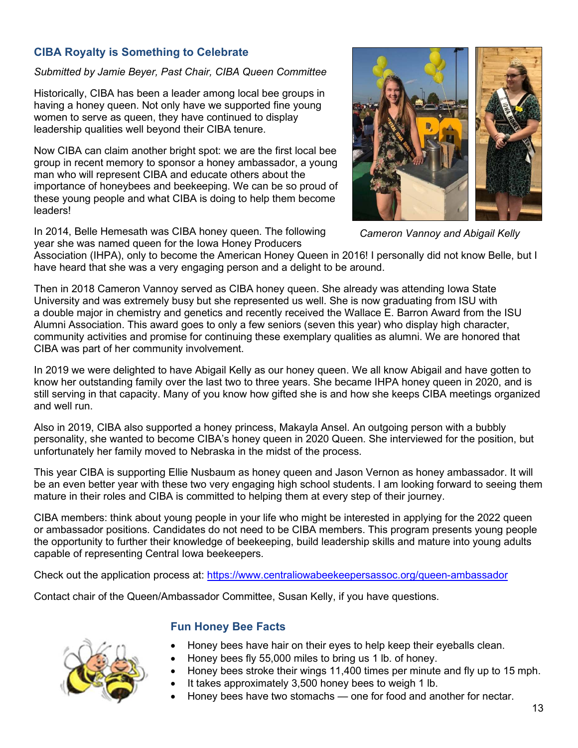## CIBA Royalty is Something to Celebrate

*Submitted by Jamie Beyer, Past Chair, CIBA Queen Committee*

Historically, CIBA has been a leader among local bee groups in having a honey queen. Not only have we supported fine young women to serve as queen, they have continued to display leadership qualities well beyond their CIBA tenure.

Now CIBA can claim another bright spot: we are the first local bee group in recent memory to sponsor a honey ambassador, a young man who will represent CIBA and educate others about the importance of honeybees and beekeeping. We can be so proud of these young people and what CIBA is doing to help them become leaders!

*Cameron Vannoy and Abigail Kelly*

In 2014, Belle Hemesath was CIBA honey queen. The following year she was named queen for the Iowa Honey Producers Association (IHPA), only to become the American Honey Queen in 2016! I personally did not know Belle, but I have heard that she was a very engaging person and a delight to be around.

Then in 2018 Cameron Vannoy served as CIBA honey queen. She already was attending Iowa State University and was extremely busy but she represented us well. She is now graduating from ISU with a double major in chemistry and genetics and recently received the Wallace E. Barron Award from the ISU Alumni Association. This award goes to only a few seniors (seven this year) who display high character, community activities and promise for continuing these exemplary qualities as alumni. We are honored that CIBA was part of her community involvement.

In 2019 we were delighted to have Abigail Kelly as our honey queen. We all know Abigail and have gotten to know her outstanding family over the last two to three years. She became IHPA honey queen in 2020, and is still serving in that capacity. Many of you know how gifted she is and how she keeps CIBA meetings organized and well run.

Also in 2019, CIBA also supported a honey princess, Makayla Ansel. An outgoing person with a bubbly personality, she wanted to become CIBA's honey queen in 2020 Queen. She interviewed for the position, but unfortunately her family moved to Nebraska in the midst of the process.

This year CIBA is supporting Ellie Nusbaum as honey queen and Jason Vernon as honey ambassador. It will be an even better year with these two very engaging high school students. I am looking forward to seeing them mature in their roles and CIBA is committed to helping them at every step of their journey.

CIBA members: think about young people in your life who might be interested in applying for the 2022 queen or ambassador positions. Candidates do not need to be CIBA members. This program presents young people the opportunity to further their knowledge of beekeeping, build leadership skills and mature into young adults capable of representing Central Iowa beekeepers.

Check out the application process at: https://www.centraliowabeekeepersassoc.org/queen-ambassador

Contact chair of the Queen/Ambassador Committee, Susan Kelly, if you have questions.

## Fun Honey Bee Facts

- Honey bees have hair on their eyes to help keep their eyeballs clean.
- Honey bees fly 55,000 miles to bring us 1 lb. of honey.
- Honey bees stroke their wings 11,400 times per minute and fly up to 15 mph.
- It takes approximately 3,500 honey bees to weigh 1 lb.
- Honey bees have two stomachs — one for food and another for nectar.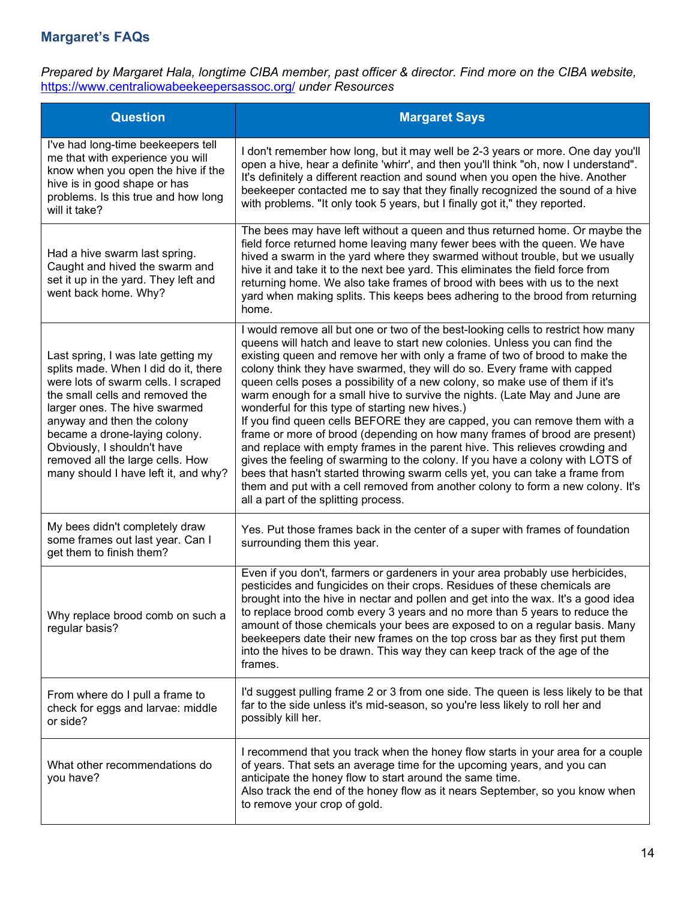## Margaret's FAQs

*Prepared by Margaret Hala, longtime CIBA member, past officer & director. Find more on the CIBA website, [https://www.centraliowabeekeepersassoc.org/](https://www.centraliowabeekeepersassoc.org/) under Resources*

| Question | Margaret Says |
| --- | --- |
| I've had long-time beekeepers tell me that with experience you will know when you open the hive if the hive is in good shape or has problems. Is this true and how long will it take? | I don't remember how long, but it may well be 2-3 years or more. One day you'll open a hive, hear a definite 'whirr', and then you'll think "oh, now I understand". It's definitely a different reaction and sound when you open the hive. Another beekeeper contacted me to say that they finally recognized the sound of a hive with problems. "It only took 5 years, but I finally got it," they reported. |
| Had a hive swarm last spring. Caught and hived the swarm and set it up in the yard. They left and went back home. Why? | The bees may have left without a queen and thus returned home. Or maybe the field force returned home leaving many fewer bees with the queen. We have hived a swarm in the yard where they swarmed without trouble, but we usually hive it and take it to the next bee yard. This eliminates the field force from returning home. We also take frames of brood with bees with us to the next yard when making splits. This keeps bees adhering to the brood from returning home. |
| Last spring, I was late getting my splits made. When I did do it, there were lots of swarm cells. I scraped the small cells and removed the larger ones. The hive swarmed anyway and then the colony became a drone-laying colony. Obviously, I shouldn't have removed all the large cells. How many should I have left it, and why? | I would remove all but one or two of the best-looking cells to restrict how many queens will hatch and leave to start new colonies. Unless you can find the existing queen and remove her with only a frame of two of brood to make the colony think they have swarmed, they will do so. Every frame with capped queen cells poses a possibility of a new colony, so make use of them if it's warm enough for a small hive to survive the nights. (Late May and June are wonderful for this type of starting new hives.)<br>If you find queen cells BEFORE they are capped, you can remove them with a frame or more of brood (depending on how many frames of brood are present) and replace with empty frames in the parent hive. This relieves crowding and gives the feeling of swarming to the colony. If you have a colony with LOTS of bees that hasn't started throwing swarm cells yet, you can take a frame from them and put with a cell removed from another colony to form a new colony. It's all a part of the splitting process. |
| My bees didn't completely draw some frames out last year. Can I get them to finish them? | Yes. Put those frames back in the center of a super with frames of foundation surrounding them this year. |
| Why replace brood comb on such a regular basis? | Even if you don't, farmers or gardeners in your area probably use herbicides, pesticides and fungicides on their crops. Residues of these chemicals are brought into the hive in nectar and pollen and get into the wax. It's a good idea to replace brood comb every 3 years and no more than 5 years to reduce the amount of those chemicals your bees are exposed to on a regular basis. Many beekeepers date their new frames on the top cross bar as they first put them into the hives to be drawn. This way they can keep track of the age of the frames. |
| From where do I pull a frame to check for eggs and larvae: middle or side? | I'd suggest pulling frame 2 or 3 from one side. The queen is less likely to be that far to the side unless it's mid-season, so you're less likely to roll her and possibly kill her. |
| What other recommendations do you have? | I recommend that you track when the honey flow starts in your area for a couple of years. That sets an average time for the upcoming years, and you can anticipate the honey flow to start around the same time.<br>Also track the end of the honey flow as it nears September, so you know when to remove your crop of gold. |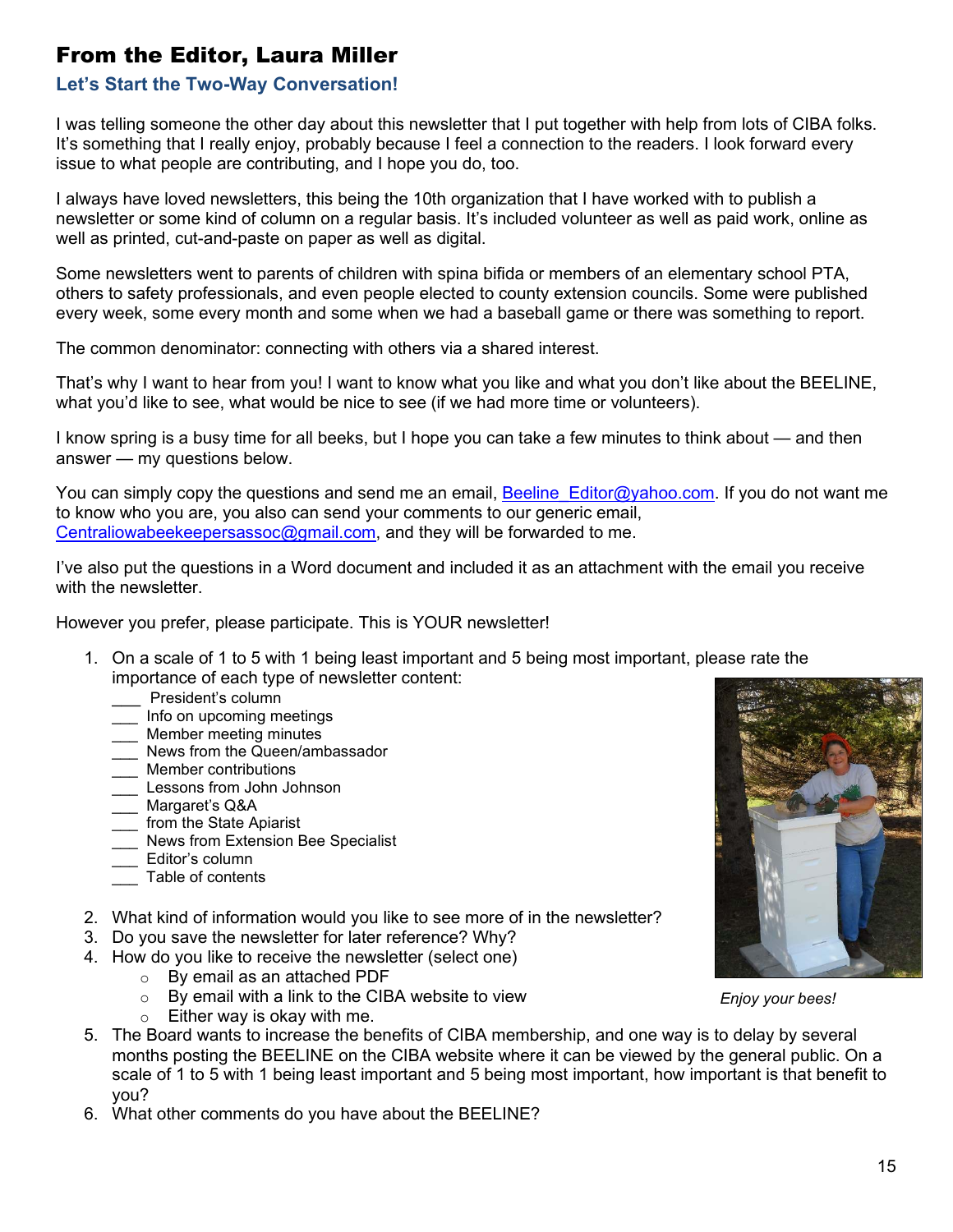# From the Editor, Laura Miller

## Let's Start the Two-Way Conversation!

I was telling someone the other day about this newsletter that I put together with help from lots of CIBA folks. It's something that I really enjoy, probably because I feel a connection to the readers. I look forward every issue to what people are contributing, and I hope you do, too.

I always have loved newsletters, this being the 10th organization that I have worked with to publish a newsletter or some kind of column on a regular basis. It's included volunteer as well as paid work, online as well as printed, cut-and-paste on paper as well as digital.

Some newsletters went to parents of children with spina bifida or members of an elementary school PTA, others to safety professionals, and even people elected to county extension councils. Some were published every week, some every month and some when we had a baseball game or there was something to report.

The common denominator: connecting with others via a shared interest.

That's why I want to hear from you! I want to know what you like and what you don't like about the BEELINE, what you'd like to see, what would be nice to see (if we had more time or volunteers).

I know spring is a busy time for all beeks, but I hope you can take a few minutes to think about — and then answer — my questions below.

You can simply copy the questions and send me an email, Beeline_Editor@yahoo.com. If you do not want me to know who you are, you also can send your comments to our generic email, Centraliowabeekeepersassoc@gmail.com, and they will be forwarded to me.

I've also put the questions in a Word document and included it as an attachment with the email you receive with the newsletter.

However you prefer, please participate. This is YOUR newsletter!

1. On a scale of 1 to 5 with 1 being least important and 5 being most important, please rate the importance of each type of newsletter content:
   - ___ President's column
   - ___ Info on upcoming meetings
   - ___ Member meeting minutes
   - ___ News from the Queen/ambassador
   - ___ Member contributions
   - ___ Lessons from John Johnson
   - ___ Margaret's Q&A
   - ___ from the State Apiarist
   - ___ News from Extension Bee Specialist
   - ___ Editor's column
   - ___ Table of contents
2. What kind of information would you like to see more of in the newsletter?
3. Do you save the newsletter for later reference? Why?
4. How do you like to receive the newsletter (select one)
   - By email as an attached PDF
   - By email with a link to the CIBA website to view
   - Either way is okay with me.
5. The Board wants to increase the benefits of CIBA membership, and one way is to delay by several months posting the BEELINE on the CIBA website where it can be viewed by the general public. On a scale of 1 to 5 with 1 being least important and 5 being most important, how important is that benefit to you?
6. What other comments do you have about the BEELINE?

*Enjoy your bees!*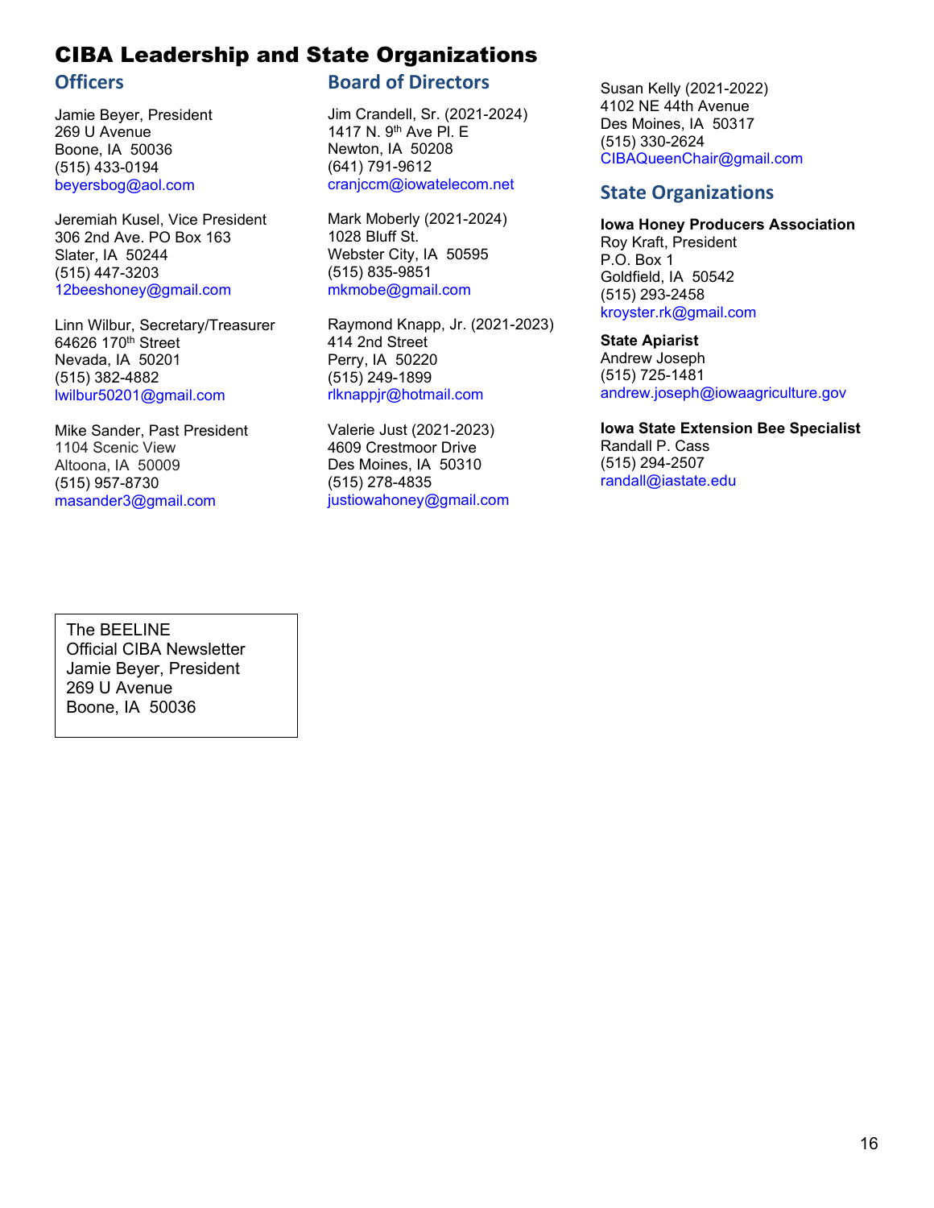# CIBA Leadership and State Organizations

## Officers

Jamie Beyer, President
269 U Avenue
Boone, IA  50036
(515) 433-0194
beyersbog@aol.com

Jeremiah Kusel, Vice President
306 2nd Ave. PO Box 163
Slater, IA  50244
(515) 447-3203
12beeshoney@gmail.com

Linn Wilbur, Secretary/Treasurer
64626 170th Street
Nevada, IA  50201
(515) 382-4882
lwilbur50201@gmail.com

Mike Sander, Past President
1104 Scenic View
Altoona, IA  50009
(515) 957-8730
masander3@gmail.com

## Board of Directors

Jim Crandell, Sr. (2021-2024)
1417 N. 9th Ave Pl. E
Newton, IA  50208
(641) 791-9612
cranjccm@iowatelecom.net

Mark Moberly (2021-2024)
1028 Bluff St.
Webster City, IA  50595
(515) 835-9851
mkmobe@gmail.com

Raymond Knapp, Jr. (2021-2023)
414 2nd Street
Perry, IA  50220
(515) 249-1899
rlknappjr@hotmail.com

Valerie Just (2021-2023)
4609 Crestmoor Drive
Des Moines, IA  50310
(515) 278-4835
justiowahoney@gmail.com

Susan Kelly (2021-2022)
4102 NE 44th Avenue
Des Moines, IA  50317
(515) 330-2624
CIBAQueenChair@gmail.com

## State Organizations

**Iowa Honey Producers Association**
Roy Kraft, President
P.O. Box 1
Goldfield, IA  50542
(515) 293-2458
kroyster.rk@gmail.com

**State Apiarist**
Andrew Joseph
(515) 725-1481
andrew.joseph@iowaagriculture.gov

**Iowa State Extension Bee Specialist**
Randall P. Cass
(515) 294-2507
randall@iastate.edu

The BEELINE
Official CIBA Newsletter
Jamie Beyer, President
269 U Avenue
Boone, IA  50036